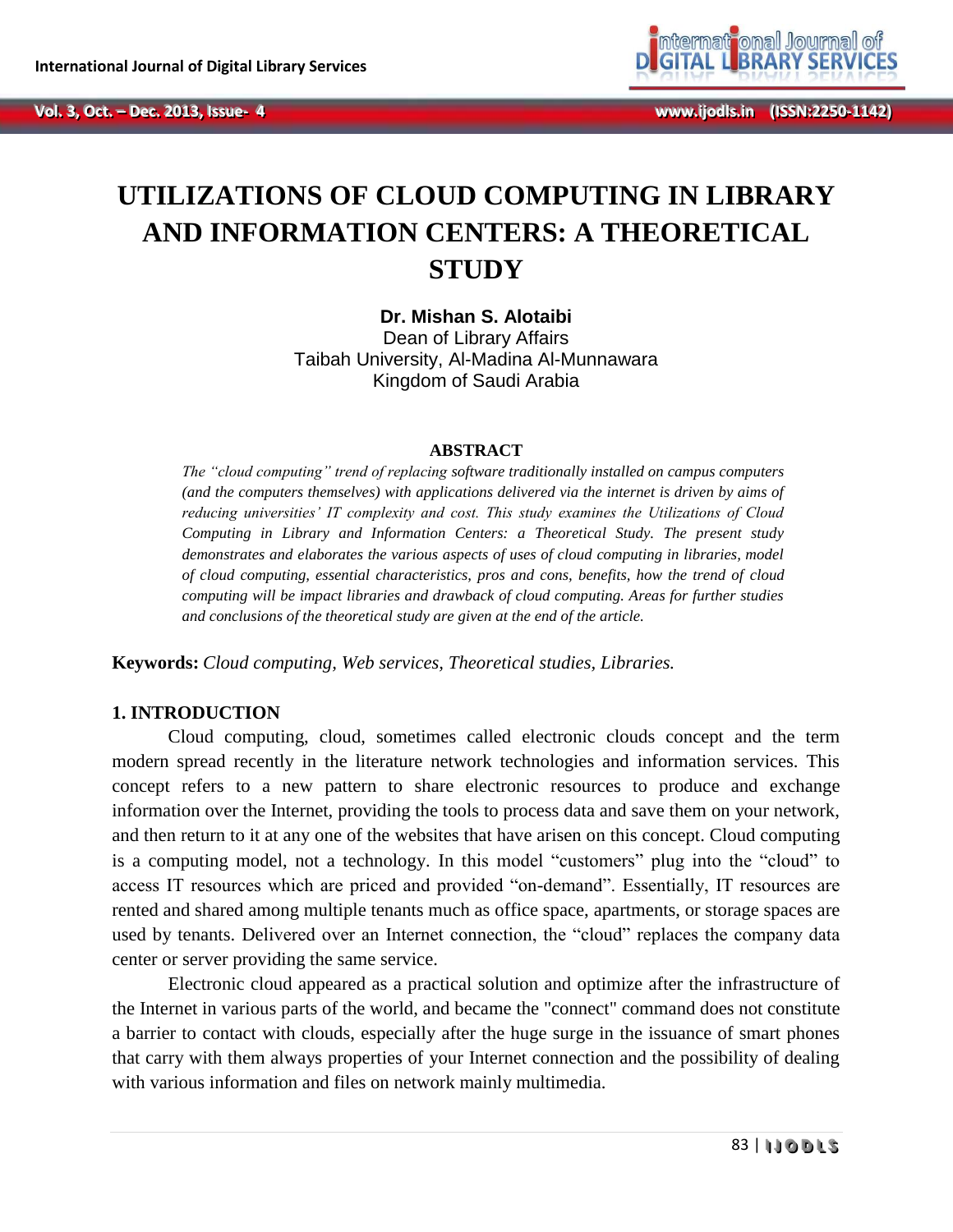# UTILIZATIONS OF CLOUD COMPUTING IN LIBRARY AND INFORMATION CENTERS: A THEORETICAL STUDY

**Dr. Mishan S. Alotaibi**
Dean of Library Affairs
Taibah University, Al-Madina Al-Munnawara
Kingdom of Saudi Arabia

### ABSTRACT

*The "cloud computing" trend of replacing software traditionally installed on campus computers (and the computers themselves) with applications delivered via the internet is driven by aims of reducing universities' IT complexity and cost. This study examines the Utilizations of Cloud Computing in Library and Information Centers: a Theoretical Study. The present study demonstrates and elaborates the various aspects of uses of cloud computing in libraries, model of cloud computing, essential characteristics, pros and cons, benefits, how the trend of cloud computing will be impact libraries and drawback of cloud computing. Areas for further studies and conclusions of the theoretical study are given at the end of the article.*

**Keywords:** *Cloud computing, Web services, Theoretical studies, Libraries.*

## 1. INTRODUCTION

Cloud computing, cloud, sometimes called electronic clouds concept and the term modern spread recently in the literature network technologies and information services. This concept refers to a new pattern to share electronic resources to produce and exchange information over the Internet, providing the tools to process data and save them on your network, and then return to it at any one of the websites that have arisen on this concept. Cloud computing is a computing model, not a technology. In this model "customers" plug into the "cloud" to access IT resources which are priced and provided "on-demand". Essentially, IT resources are rented and shared among multiple tenants much as office space, apartments, or storage spaces are used by tenants. Delivered over an Internet connection, the "cloud" replaces the company data center or server providing the same service.

Electronic cloud appeared as a practical solution and optimize after the infrastructure of the Internet in various parts of the world, and became the "connect" command does not constitute a barrier to contact with clouds, especially after the huge surge in the issuance of smart phones that carry with them always properties of your Internet connection and the possibility of dealing with various information and files on network mainly multimedia.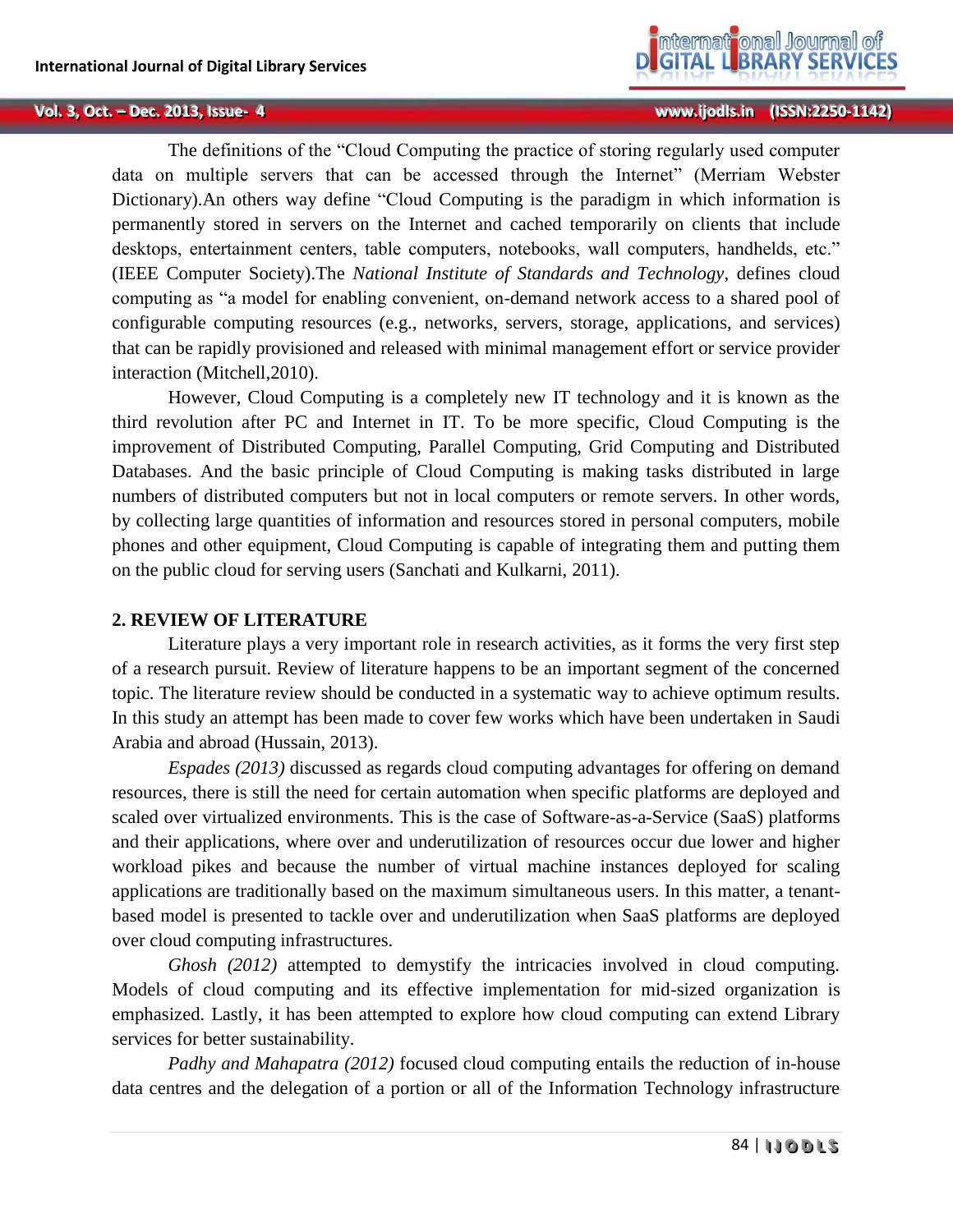The definitions of the "Cloud Computing the practice of storing regularly used computer data on multiple servers that can be accessed through the Internet" (Merriam Webster Dictionary).An others way define "Cloud Computing is the paradigm in which information is permanently stored in servers on the Internet and cached temporarily on clients that include desktops, entertainment centers, table computers, notebooks, wall computers, handhelds, etc." (IEEE Computer Society).The *National Institute of Standards and Technology*, defines cloud computing as "a model for enabling convenient, on-demand network access to a shared pool of configurable computing resources (e.g., networks, servers, storage, applications, and services) that can be rapidly provisioned and released with minimal management effort or service provider interaction (Mitchell,2010).

However, Cloud Computing is a completely new IT technology and it is known as the third revolution after PC and Internet in IT. To be more specific, Cloud Computing is the improvement of Distributed Computing, Parallel Computing, Grid Computing and Distributed Databases. And the basic principle of Cloud Computing is making tasks distributed in large numbers of distributed computers but not in local computers or remote servers. In other words, by collecting large quantities of information and resources stored in personal computers, mobile phones and other equipment, Cloud Computing is capable of integrating them and putting them on the public cloud for serving users (Sanchati and Kulkarni, 2011).

## 2. REVIEW OF LITERATURE

Literature plays a very important role in research activities, as it forms the very first step of a research pursuit. Review of literature happens to be an important segment of the concerned topic. The literature review should be conducted in a systematic way to achieve optimum results. In this study an attempt has been made to cover few works which have been undertaken in Saudi Arabia and abroad (Hussain, 2013).

*Espades (2013)* discussed as regards cloud computing advantages for offering on demand resources, there is still the need for certain automation when specific platforms are deployed and scaled over virtualized environments. This is the case of Software-as-a-Service (SaaS) platforms and their applications, where over and underutilization of resources occur due lower and higher workload pikes and because the number of virtual machine instances deployed for scaling applications are traditionally based on the maximum simultaneous users. In this matter, a tenant-based model is presented to tackle over and underutilization when SaaS platforms are deployed over cloud computing infrastructures.

*Ghosh (2012)* attempted to demystify the intricacies involved in cloud computing. Models of cloud computing and its effective implementation for mid-sized organization is emphasized. Lastly, it has been attempted to explore how cloud computing can extend Library services for better sustainability.

*Padhy and Mahapatra (2012)* focused cloud computing entails the reduction of in-house data centres and the delegation of a portion or all of the Information Technology infrastructure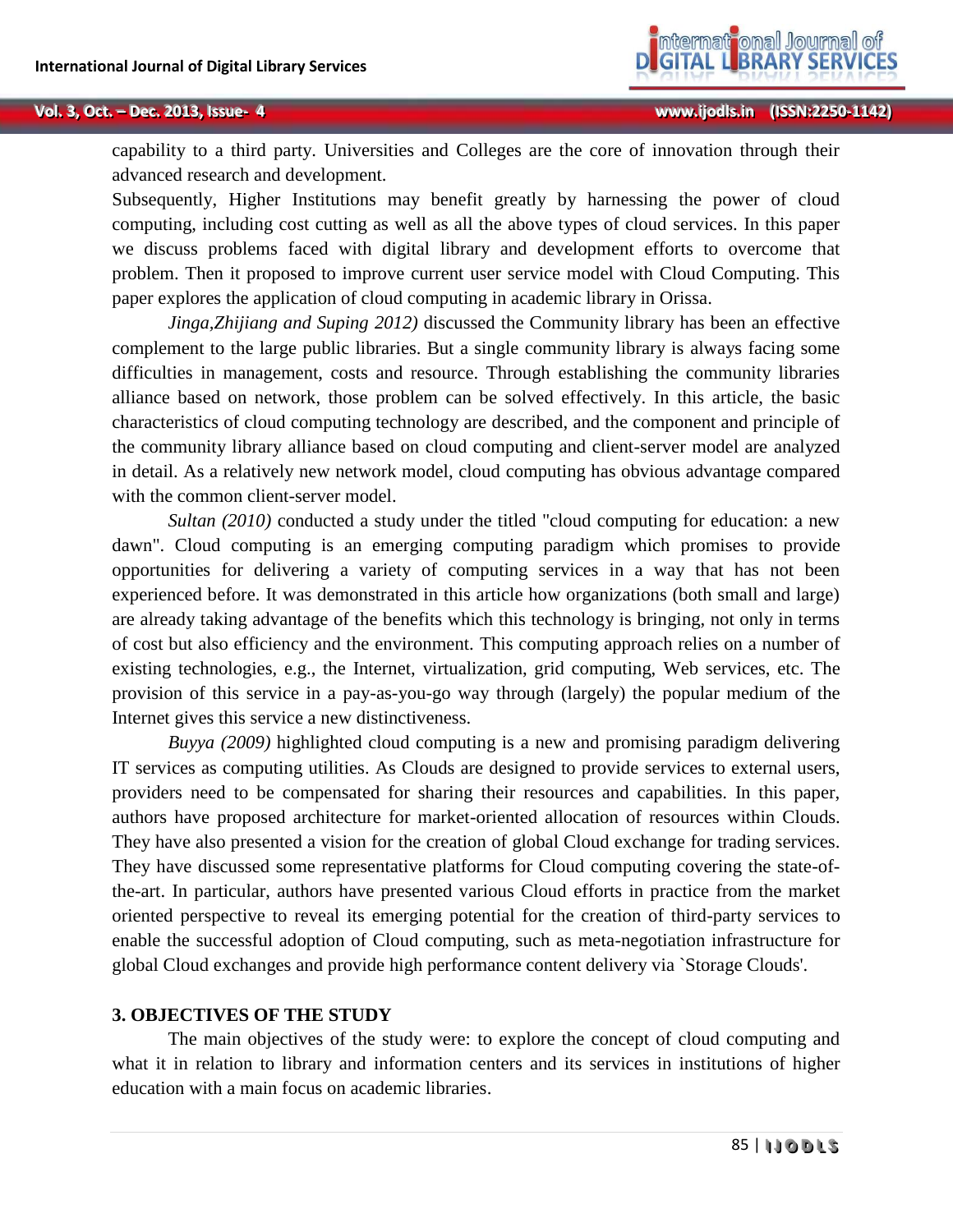capability to a third party. Universities and Colleges are the core of innovation through their advanced research and development.

Subsequently, Higher Institutions may benefit greatly by harnessing the power of cloud computing, including cost cutting as well as all the above types of cloud services. In this paper we discuss problems faced with digital library and development efforts to overcome that problem. Then it proposed to improve current user service model with Cloud Computing. This paper explores the application of cloud computing in academic library in Orissa.

*Jinga,Zhijiang and Suping 2012)* discussed the Community library has been an effective complement to the large public libraries. But a single community library is always facing some difficulties in management, costs and resource. Through establishing the community libraries alliance based on network, those problem can be solved effectively. In this article, the basic characteristics of cloud computing technology are described, and the component and principle of the community library alliance based on cloud computing and client-server model are analyzed in detail. As a relatively new network model, cloud computing has obvious advantage compared with the common client-server model.

*Sultan (2010)* conducted a study under the titled "cloud computing for education: a new dawn". Cloud computing is an emerging computing paradigm which promises to provide opportunities for delivering a variety of computing services in a way that has not been experienced before. It was demonstrated in this article how organizations (both small and large) are already taking advantage of the benefits which this technology is bringing, not only in terms of cost but also efficiency and the environment. This computing approach relies on a number of existing technologies, e.g., the Internet, virtualization, grid computing, Web services, etc. The provision of this service in a pay-as-you-go way through (largely) the popular medium of the Internet gives this service a new distinctiveness.

*Buyya (2009)* highlighted cloud computing is a new and promising paradigm delivering IT services as computing utilities. As Clouds are designed to provide services to external users, providers need to be compensated for sharing their resources and capabilities. In this paper, authors have proposed architecture for market-oriented allocation of resources within Clouds. They have also presented a vision for the creation of global Cloud exchange for trading services. They have discussed some representative platforms for Cloud computing covering the state-of-the-art. In particular, authors have presented various Cloud efforts in practice from the market oriented perspective to reveal its emerging potential for the creation of third-party services to enable the successful adoption of Cloud computing, such as meta-negotiation infrastructure for global Cloud exchanges and provide high performance content delivery via `Storage Clouds'.

## 3. OBJECTIVES OF THE STUDY

The main objectives of the study were: to explore the concept of cloud computing and what it in relation to library and information centers and its services in institutions of higher education with a main focus on academic libraries.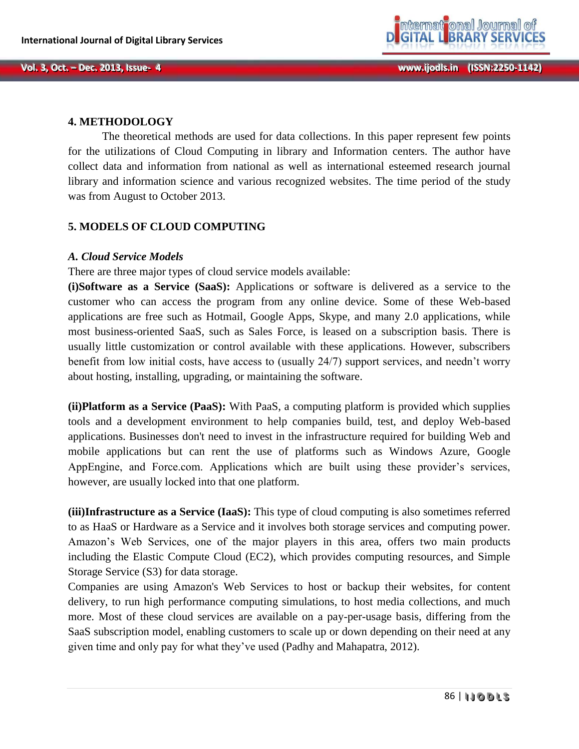## 4. METHODOLOGY

The theoretical methods are used for data collections. In this paper represent few points for the utilizations of Cloud Computing in library and Information centers. The author have collect data and information from national as well as international esteemed research journal library and information science and various recognized websites. The time period of the study was from August to October 2013.

## 5. MODELS OF CLOUD COMPUTING

### *A. Cloud Service Models*

There are three major types of cloud service models available:

**(i)Software as a Service (SaaS):** Applications or software is delivered as a service to the customer who can access the program from any online device. Some of these Web-based applications are free such as Hotmail, Google Apps, Skype, and many 2.0 applications, while most business-oriented SaaS, such as Sales Force, is leased on a subscription basis. There is usually little customization or control available with these applications. However, subscribers benefit from low initial costs, have access to (usually 24/7) support services, and needn't worry about hosting, installing, upgrading, or maintaining the software.

**(ii)Platform as a Service (PaaS):** With PaaS, a computing platform is provided which supplies tools and a development environment to help companies build, test, and deploy Web-based applications. Businesses don't need to invest in the infrastructure required for building Web and mobile applications but can rent the use of platforms such as Windows Azure, Google AppEngine, and Force.com. Applications which are built using these provider's services, however, are usually locked into that one platform.

**(iii)Infrastructure as a Service (IaaS):** This type of cloud computing is also sometimes referred to as HaaS or Hardware as a Service and it involves both storage services and computing power. Amazon's Web Services, one of the major players in this area, offers two main products including the Elastic Compute Cloud (EC2), which provides computing resources, and Simple Storage Service (S3) for data storage.

Companies are using Amazon's Web Services to host or backup their websites, for content delivery, to run high performance computing simulations, to host media collections, and much more. Most of these cloud services are available on a pay-per-usage basis, differing from the SaaS subscription model, enabling customers to scale up or down depending on their need at any given time and only pay for what they've used (Padhy and Mahapatra, 2012).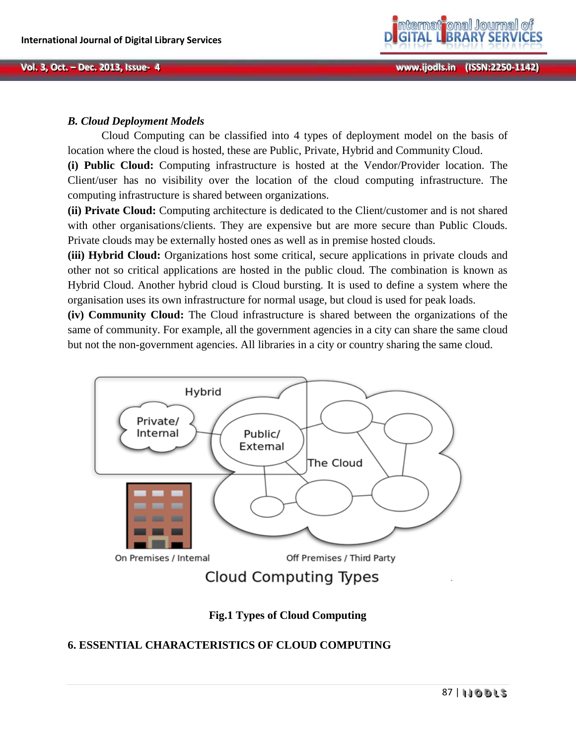### *B. Cloud Deployment Models*

Cloud Computing can be classified into 4 types of deployment model on the basis of location where the cloud is hosted, these are Public, Private, Hybrid and Community Cloud.

**(i) Public Cloud:** Computing infrastructure is hosted at the Vendor/Provider location. The Client/user has no visibility over the location of the cloud computing infrastructure. The computing infrastructure is shared between organizations.

**(ii) Private Cloud:** Computing architecture is dedicated to the Client/customer and is not shared with other organisations/clients. They are expensive but are more secure than Public Clouds. Private clouds may be externally hosted ones as well as in premise hosted clouds.

**(iii) Hybrid Cloud:** Organizations host some critical, secure applications in private clouds and other not so critical applications are hosted in the public cloud. The combination is known as Hybrid Cloud. Another hybrid cloud is Cloud bursting. It is used to define a system where the organisation uses its own infrastructure for normal usage, but cloud is used for peak loads.

**(iv) Community Cloud:** The Cloud infrastructure is shared between the organizations of the same of community. For example, all the government agencies in a city can share the same cloud but not the non-government agencies. All libraries in a city or country sharing the same cloud.

**Fig.1 Types of Cloud Computing**

## 6. ESSENTIAL CHARACTERISTICS OF CLOUD COMPUTING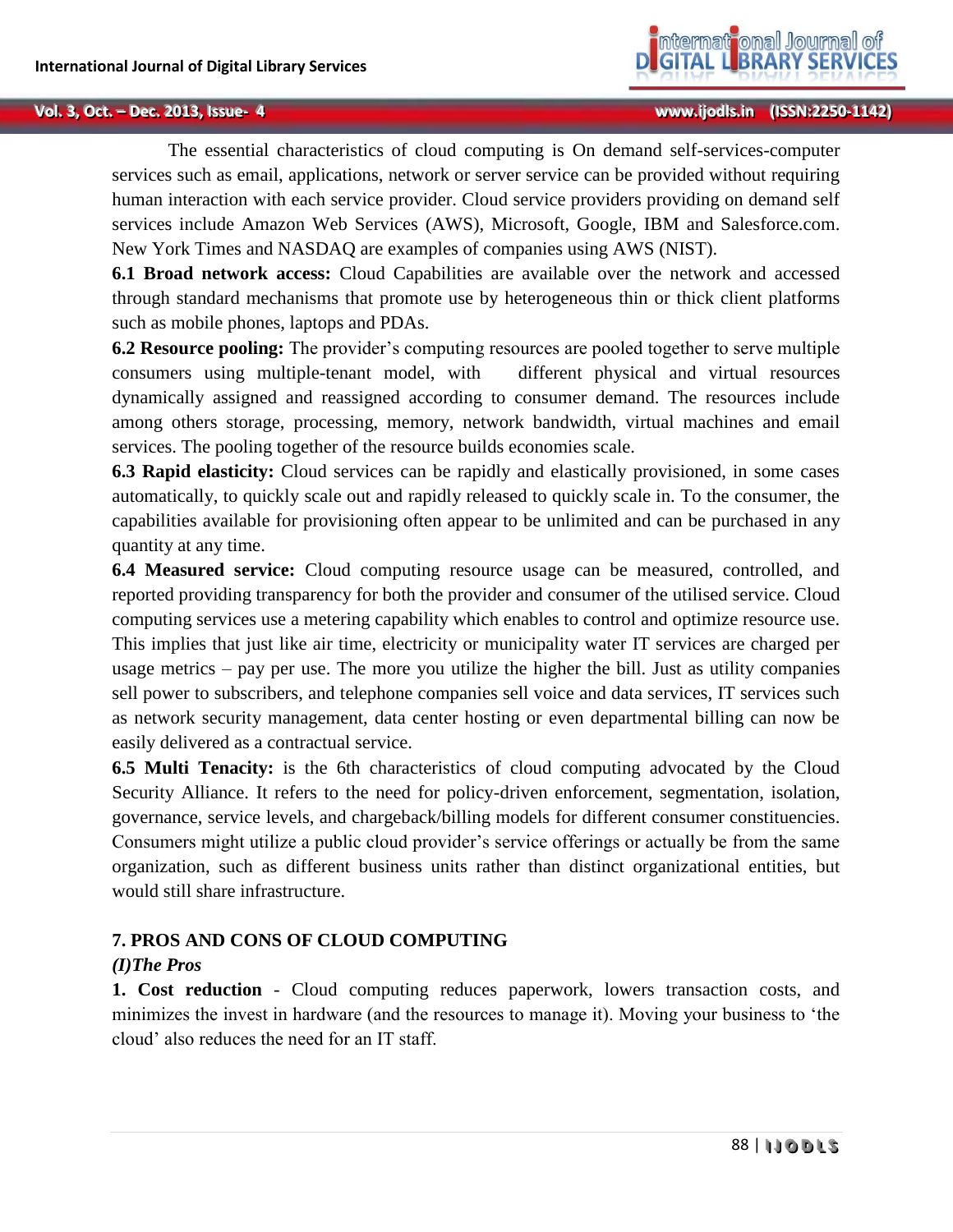The essential characteristics of cloud computing is On demand self-services-computer services such as email, applications, network or server service can be provided without requiring human interaction with each service provider. Cloud service providers providing on demand self services include Amazon Web Services (AWS), Microsoft, Google, IBM and Salesforce.com. New York Times and NASDAQ are examples of companies using AWS (NIST).

**6.1 Broad network access:** Cloud Capabilities are available over the network and accessed through standard mechanisms that promote use by heterogeneous thin or thick client platforms such as mobile phones, laptops and PDAs.

**6.2 Resource pooling:** The provider's computing resources are pooled together to serve multiple consumers using multiple-tenant model, with different physical and virtual resources dynamically assigned and reassigned according to consumer demand. The resources include among others storage, processing, memory, network bandwidth, virtual machines and email services. The pooling together of the resource builds economies scale.

**6.3 Rapid elasticity:** Cloud services can be rapidly and elastically provisioned, in some cases automatically, to quickly scale out and rapidly released to quickly scale in. To the consumer, the capabilities available for provisioning often appear to be unlimited and can be purchased in any quantity at any time.

**6.4 Measured service:** Cloud computing resource usage can be measured, controlled, and reported providing transparency for both the provider and consumer of the utilised service. Cloud computing services use a metering capability which enables to control and optimize resource use. This implies that just like air time, electricity or municipality water IT services are charged per usage metrics – pay per use. The more you utilize the higher the bill. Just as utility companies sell power to subscribers, and telephone companies sell voice and data services, IT services such as network security management, data center hosting or even departmental billing can now be easily delivered as a contractual service.

**6.5 Multi Tenacity:** is the 6th characteristics of cloud computing advocated by the Cloud Security Alliance. It refers to the need for policy-driven enforcement, segmentation, isolation, governance, service levels, and chargeback/billing models for different consumer constituencies. Consumers might utilize a public cloud provider's service offerings or actually be from the same organization, such as different business units rather than distinct organizational entities, but would still share infrastructure.

## 7. PROS AND CONS OF CLOUD COMPUTING

***(I)The Pros***

**1. Cost reduction** - Cloud computing reduces paperwork, lowers transaction costs, and minimizes the invest in hardware (and the resources to manage it). Moving your business to 'the cloud' also reduces the need for an IT staff.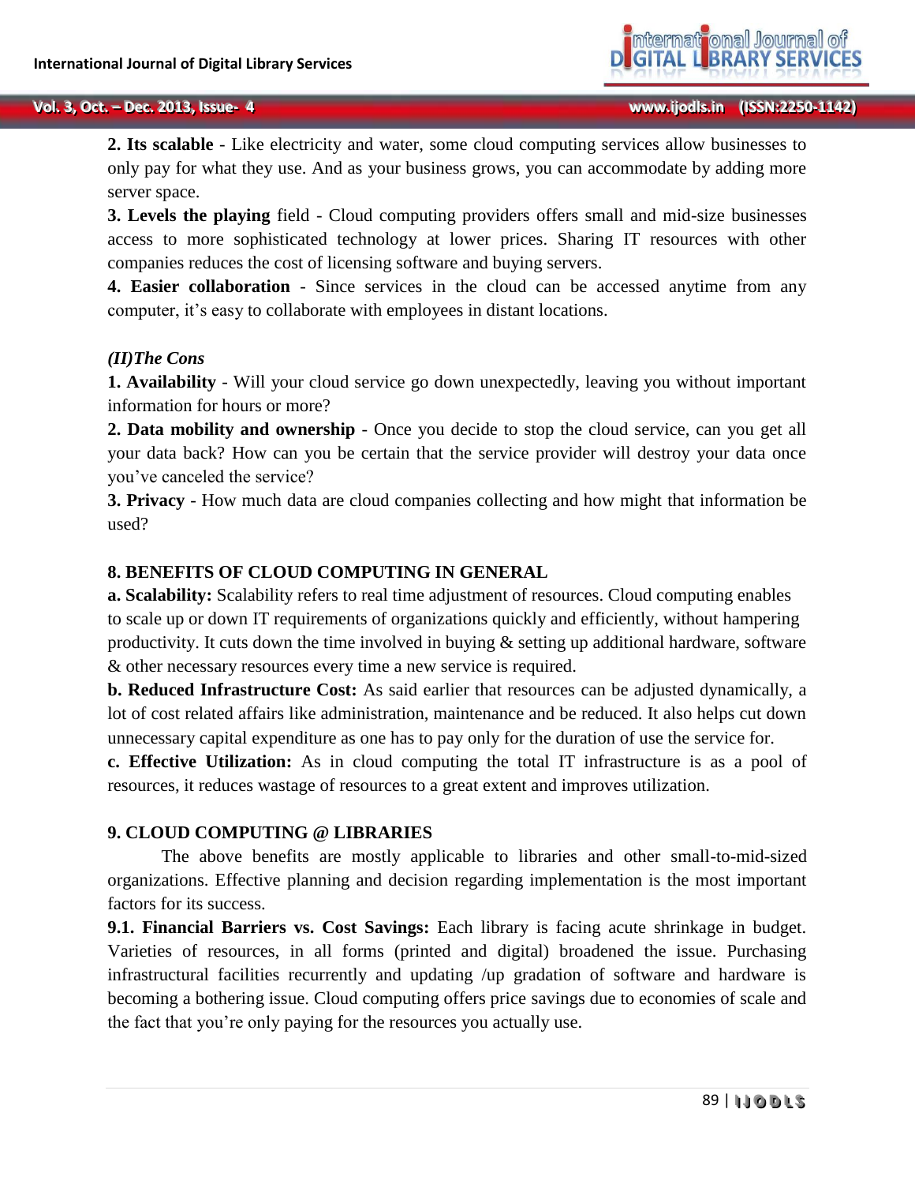**2. Its scalable** - Like electricity and water, some cloud computing services allow businesses to only pay for what they use. And as your business grows, you can accommodate by adding more server space.

**3. Levels the playing** field - Cloud computing providers offers small and mid-size businesses access to more sophisticated technology at lower prices. Sharing IT resources with other companies reduces the cost of licensing software and buying servers.

**4. Easier collaboration** - Since services in the cloud can be accessed anytime from any computer, it's easy to collaborate with employees in distant locations.

***(II)The Cons***

**1. Availability** - Will your cloud service go down unexpectedly, leaving you without important information for hours or more?

**2. Data mobility and ownership** - Once you decide to stop the cloud service, can you get all your data back? How can you be certain that the service provider will destroy your data once you've canceled the service?

**3. Privacy** - How much data are cloud companies collecting and how might that information be used?

## 8. BENEFITS OF CLOUD COMPUTING IN GENERAL

**a. Scalability:** Scalability refers to real time adjustment of resources. Cloud computing enables to scale up or down IT requirements of organizations quickly and efficiently, without hampering productivity. It cuts down the time involved in buying & setting up additional hardware, software & other necessary resources every time a new service is required.

**b. Reduced Infrastructure Cost:** As said earlier that resources can be adjusted dynamically, a lot of cost related affairs like administration, maintenance and be reduced. It also helps cut down unnecessary capital expenditure as one has to pay only for the duration of use the service for.

**c. Effective Utilization:** As in cloud computing the total IT infrastructure is as a pool of resources, it reduces wastage of resources to a great extent and improves utilization.

## 9. CLOUD COMPUTING @ LIBRARIES

The above benefits are mostly applicable to libraries and other small-to-mid-sized organizations. Effective planning and decision regarding implementation is the most important factors for its success.

**9.1. Financial Barriers vs. Cost Savings:** Each library is facing acute shrinkage in budget. Varieties of resources, in all forms (printed and digital) broadened the issue. Purchasing infrastructural facilities recurrently and updating /up gradation of software and hardware is becoming a bothering issue. Cloud computing offers price savings due to economies of scale and the fact that you're only paying for the resources you actually use.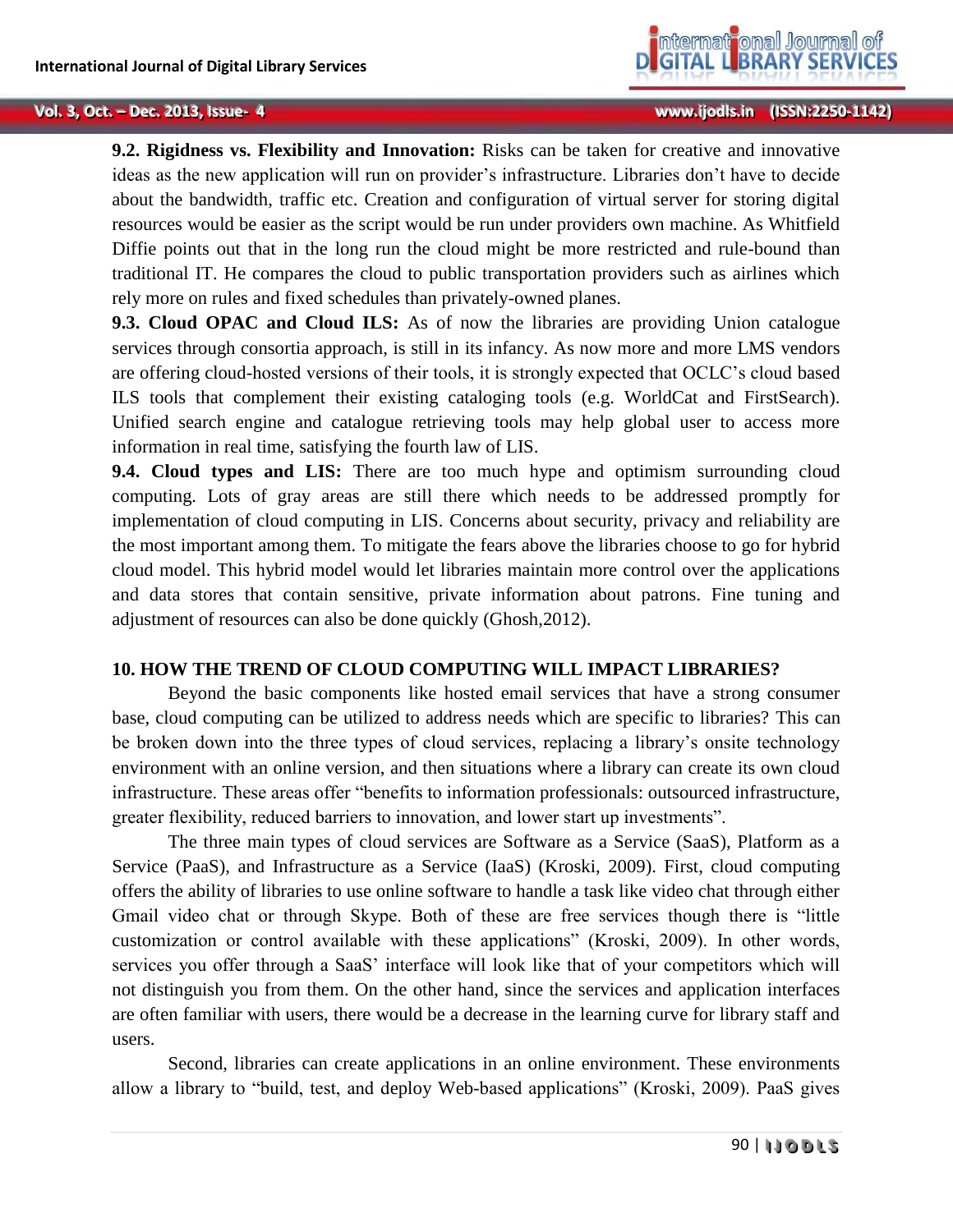**9.2. Rigidness vs. Flexibility and Innovation:** Risks can be taken for creative and innovative ideas as the new application will run on provider's infrastructure. Libraries don't have to decide about the bandwidth, traffic etc. Creation and configuration of virtual server for storing digital resources would be easier as the script would be run under providers own machine. As Whitfield Diffie points out that in the long run the cloud might be more restricted and rule-bound than traditional IT. He compares the cloud to public transportation providers such as airlines which rely more on rules and fixed schedules than privately-owned planes.

**9.3. Cloud OPAC and Cloud ILS:** As of now the libraries are providing Union catalogue services through consortia approach, is still in its infancy. As now more and more LMS vendors are offering cloud-hosted versions of their tools, it is strongly expected that OCLC's cloud based ILS tools that complement their existing cataloging tools (e.g. WorldCat and FirstSearch). Unified search engine and catalogue retrieving tools may help global user to access more information in real time, satisfying the fourth law of LIS.

**9.4. Cloud types and LIS:** There are too much hype and optimism surrounding cloud computing. Lots of gray areas are still there which needs to be addressed promptly for implementation of cloud computing in LIS. Concerns about security, privacy and reliability are the most important among them. To mitigate the fears above the libraries choose to go for hybrid cloud model. This hybrid model would let libraries maintain more control over the applications and data stores that contain sensitive, private information about patrons. Fine tuning and adjustment of resources can also be done quickly (Ghosh,2012).

## 10. HOW THE TREND OF CLOUD COMPUTING WILL IMPACT LIBRARIES?

Beyond the basic components like hosted email services that have a strong consumer base, cloud computing can be utilized to address needs which are specific to libraries? This can be broken down into the three types of cloud services, replacing a library's onsite technology environment with an online version, and then situations where a library can create its own cloud infrastructure. These areas offer "benefits to information professionals: outsourced infrastructure, greater flexibility, reduced barriers to innovation, and lower start up investments".

The three main types of cloud services are Software as a Service (SaaS), Platform as a Service (PaaS), and Infrastructure as a Service (IaaS) (Kroski, 2009). First, cloud computing offers the ability of libraries to use online software to handle a task like video chat through either Gmail video chat or through Skype. Both of these are free services though there is "little customization or control available with these applications" (Kroski, 2009). In other words, services you offer through a SaaS' interface will look like that of your competitors which will not distinguish you from them. On the other hand, since the services and application interfaces are often familiar with users, there would be a decrease in the learning curve for library staff and users.

Second, libraries can create applications in an online environment. These environments allow a library to "build, test, and deploy Web-based applications" (Kroski, 2009). PaaS gives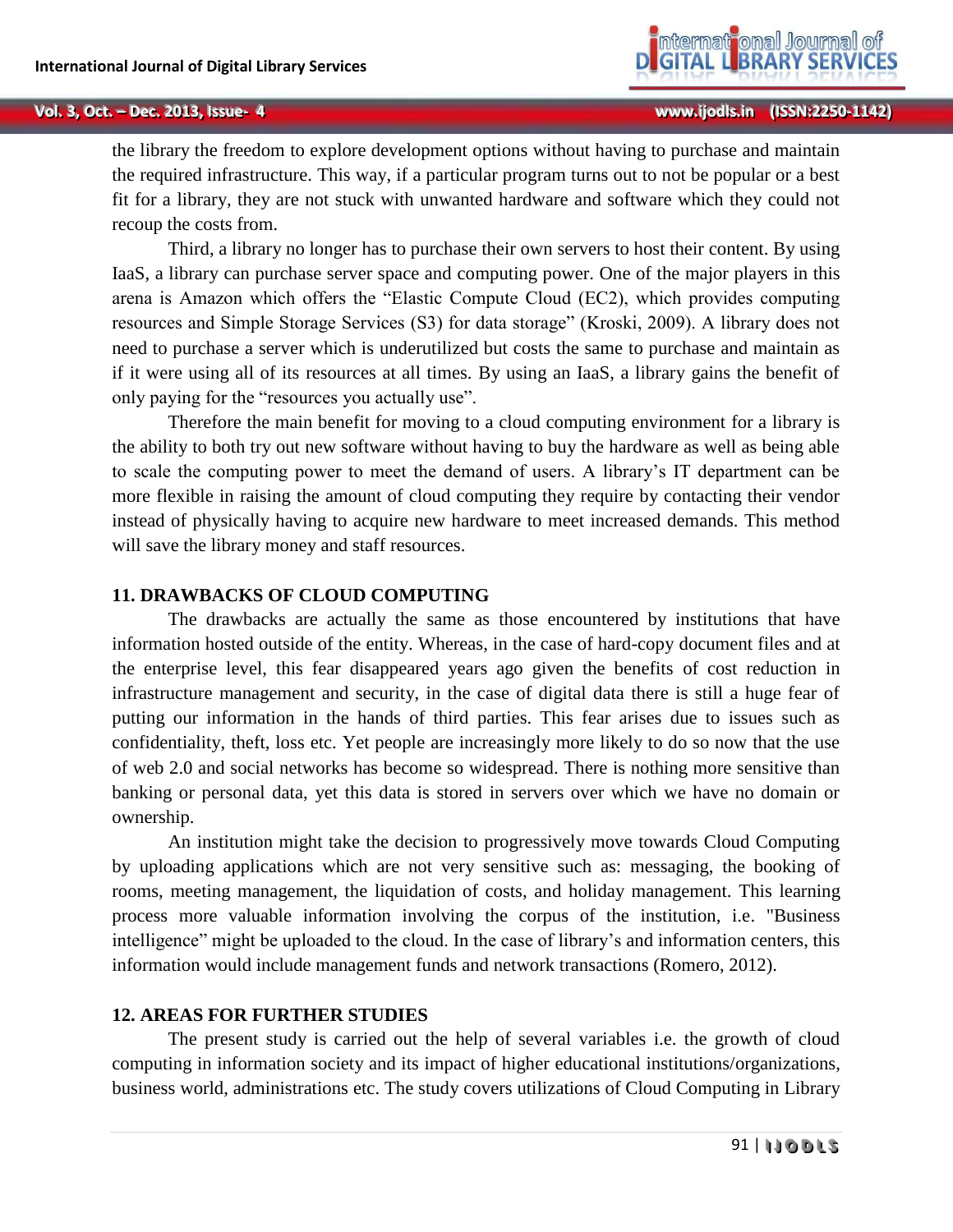the library the freedom to explore development options without having to purchase and maintain the required infrastructure. This way, if a particular program turns out to not be popular or a best fit for a library, they are not stuck with unwanted hardware and software which they could not recoup the costs from.

Third, a library no longer has to purchase their own servers to host their content. By using IaaS, a library can purchase server space and computing power. One of the major players in this arena is Amazon which offers the "Elastic Compute Cloud (EC2), which provides computing resources and Simple Storage Services (S3) for data storage" (Kroski, 2009). A library does not need to purchase a server which is underutilized but costs the same to purchase and maintain as if it were using all of its resources at all times. By using an IaaS, a library gains the benefit of only paying for the "resources you actually use".

Therefore the main benefit for moving to a cloud computing environment for a library is the ability to both try out new software without having to buy the hardware as well as being able to scale the computing power to meet the demand of users. A library's IT department can be more flexible in raising the amount of cloud computing they require by contacting their vendor instead of physically having to acquire new hardware to meet increased demands. This method will save the library money and staff resources.

## 11. DRAWBACKS OF CLOUD COMPUTING

The drawbacks are actually the same as those encountered by institutions that have information hosted outside of the entity. Whereas, in the case of hard-copy document files and at the enterprise level, this fear disappeared years ago given the benefits of cost reduction in infrastructure management and security, in the case of digital data there is still a huge fear of putting our information in the hands of third parties. This fear arises due to issues such as confidentiality, theft, loss etc. Yet people are increasingly more likely to do so now that the use of web 2.0 and social networks has become so widespread. There is nothing more sensitive than banking or personal data, yet this data is stored in servers over which we have no domain or ownership.

An institution might take the decision to progressively move towards Cloud Computing by uploading applications which are not very sensitive such as: messaging, the booking of rooms, meeting management, the liquidation of costs, and holiday management. This learning process more valuable information involving the corpus of the institution, i.e. "Business intelligence" might be uploaded to the cloud. In the case of library's and information centers, this information would include management funds and network transactions (Romero, 2012).

## 12. AREAS FOR FURTHER STUDIES

The present study is carried out the help of several variables i.e. the growth of cloud computing in information society and its impact of higher educational institutions/organizations, business world, administrations etc. The study covers utilizations of Cloud Computing in Library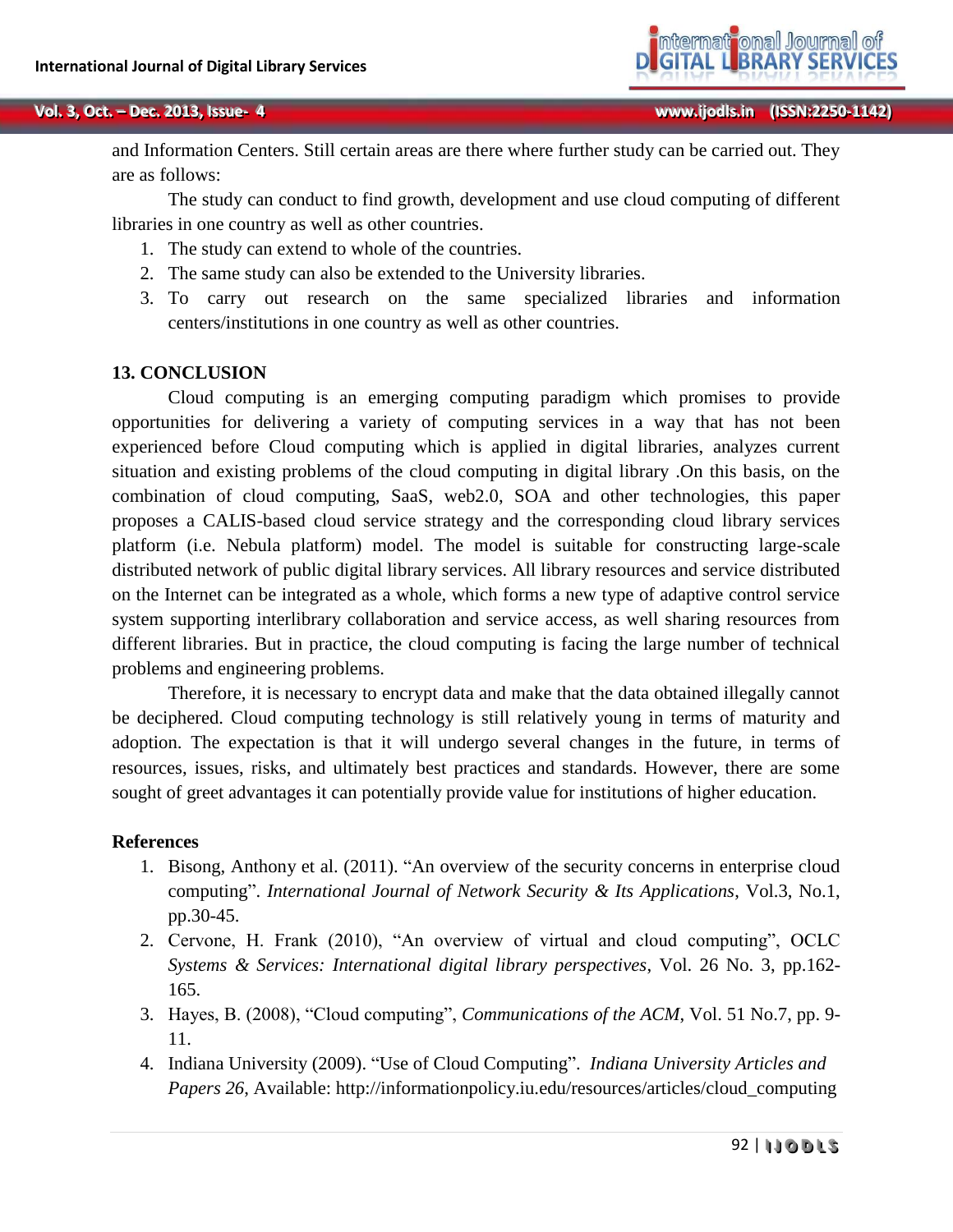and Information Centers. Still certain areas are there where further study can be carried out. They are as follows:

The study can conduct to find growth, development and use cloud computing of different libraries in one country as well as other countries.

1. The study can extend to whole of the countries.
2. The same study can also be extended to the University libraries.
3. To carry out research on the same specialized libraries and information centers/institutions in one country as well as other countries.

## 13. CONCLUSION

Cloud computing is an emerging computing paradigm which promises to provide opportunities for delivering a variety of computing services in a way that has not been experienced before Cloud computing which is applied in digital libraries, analyzes current situation and existing problems of the cloud computing in digital library .On this basis, on the combination of cloud computing, SaaS, web2.0, SOA and other technologies, this paper proposes a CALIS-based cloud service strategy and the corresponding cloud library services platform (i.e. Nebula platform) model. The model is suitable for constructing large-scale distributed network of public digital library services. All library resources and service distributed on the Internet can be integrated as a whole, which forms a new type of adaptive control service system supporting interlibrary collaboration and service access, as well sharing resources from different libraries. But in practice, the cloud computing is facing the large number of technical problems and engineering problems.

Therefore, it is necessary to encrypt data and make that the data obtained illegally cannot be deciphered. Cloud computing technology is still relatively young in terms of maturity and adoption. The expectation is that it will undergo several changes in the future, in terms of resources, issues, risks, and ultimately best practices and standards. However, there are some sought of greet advantages it can potentially provide value for institutions of higher education.

## References

1. Bisong, Anthony et al. (2011). "An overview of the security concerns in enterprise cloud computing". *International Journal of Network Security & Its Applications*, Vol.3, No.1, pp.30-45.
2. Cervone, H. Frank (2010), "An overview of virtual and cloud computing", OCLC *Systems & Services: International digital library perspectives*, Vol. 26 No. 3, pp.162-165.
3. Hayes, B. (2008), "Cloud computing", *Communications of the ACM*, Vol. 51 No.7, pp. 9-11.
4. Indiana University (2009). "Use of Cloud Computing". *Indiana University Articles and Papers 26*, Available: http://informationpolicy.iu.edu/resources/articles/cloud_computing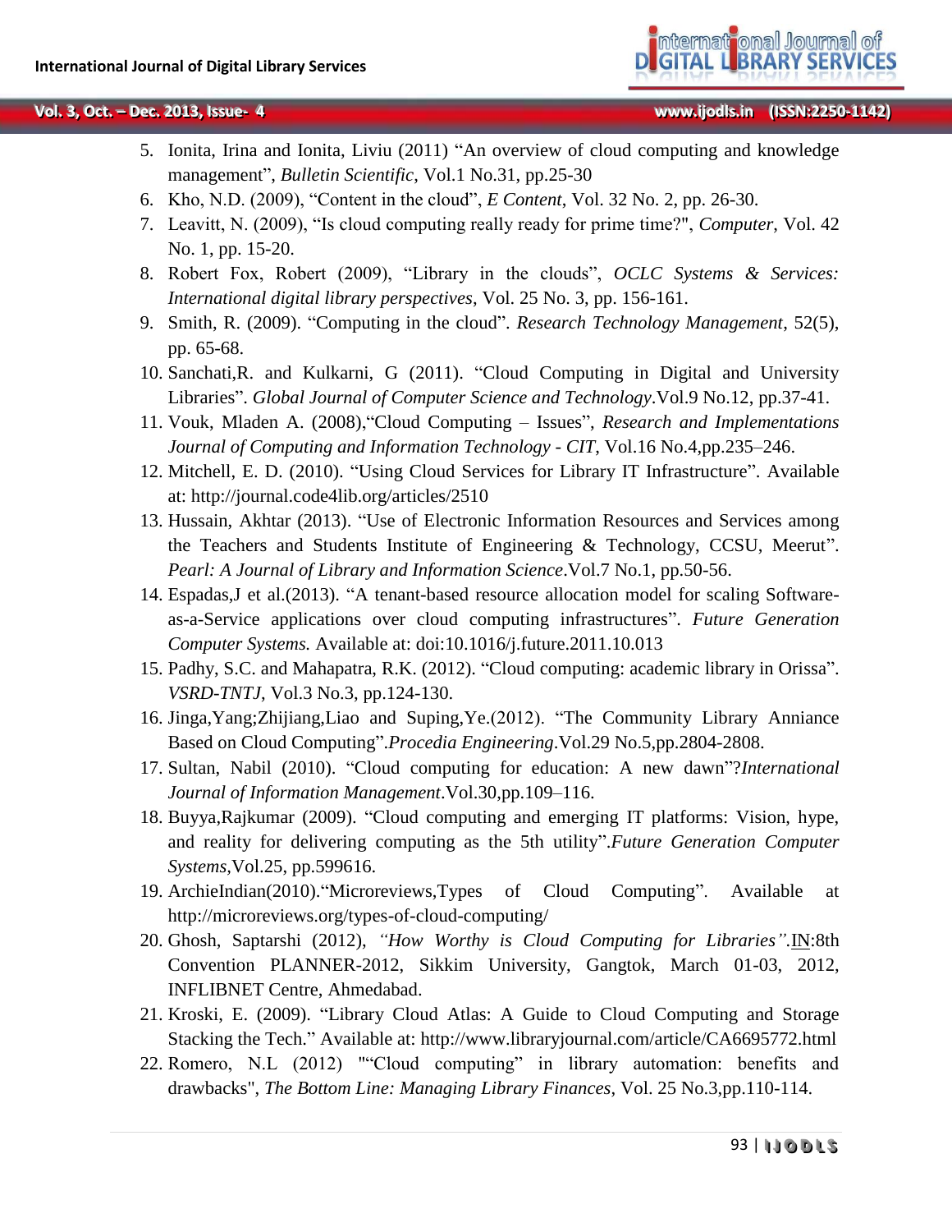5. Ionita, Irina and Ionita, Liviu (2011) “An overview of cloud computing and knowledge management”, *Bulletin Scientific*, Vol.1 No.31, pp.25-30
6. Kho, N.D. (2009), “Content in the cloud”, *E Content*, Vol. 32 No. 2, pp. 26-30.
7. Leavitt, N. (2009), “Is cloud computing really ready for prime time?", *Computer*, Vol. 42 No. 1, pp. 15-20.
8. Robert Fox, Robert (2009), “Library in the clouds”, *OCLC Systems & Services: International digital library perspectives*, Vol. 25 No. 3, pp. 156-161.
9. Smith, R. (2009). “Computing in the cloud”. *Research Technology Management*, 52(5), pp. 65-68.
10. Sanchati,R. and Kulkarni, G (2011). “Cloud Computing in Digital and University Libraries”. *Global Journal of Computer Science and Technology*.Vol.9 No.12, pp.37-41.
11. Vouk, Mladen A. (2008),“Cloud Computing – Issues”, *Research and Implementations Journal of Computing and Information Technology - CIT*, Vol.16 No.4,pp.235–246.
12. Mitchell, E. D. (2010). “Using Cloud Services for Library IT Infrastructure”. Available at: http://journal.code4lib.org/articles/2510
13. Hussain, Akhtar (2013). “Use of Electronic Information Resources and Services among the Teachers and Students Institute of Engineering & Technology, CCSU, Meerut”. *Pearl: A Journal of Library and Information Science*.Vol.7 No.1, pp.50-56.
14. Espadas,J et al.(2013). “A tenant-based resource allocation model for scaling Software-as-a-Service applications over cloud computing infrastructures”. *Future Generation Computer Systems.* Available at: doi:10.1016/j.future.2011.10.013
15. Padhy, S.C. and Mahapatra, R.K. (2012). “Cloud computing: academic library in Orissa”. *VSRD-TNTJ*, Vol.3 No.3, pp.124-130.
16. Jinga,Yang;Zhijiang,Liao and Suping,Ye.(2012). “The Community Library Anniance Based on Cloud Computing”.*Procedia Engineering*.Vol.29 No.5,pp.2804-2808.
17. Sultan, Nabil (2010). “Cloud computing for education: A new dawn”?*International Journal of Information Management*.Vol.30,pp.109–116.
18. Buyya,Rajkumar (2009). “Cloud computing and emerging IT platforms: Vision, hype, and reality for delivering computing as the 5th utility”.*Future Generation Computer Systems*,Vol.25, pp.599616.
19. ArchieIndian(2010).“Microreviews,Types of Cloud Computing”. Available at http://microreviews.org/types-of-cloud-computing/
20. Ghosh, Saptarshi (2012), *“How Worthy is Cloud Computing for Libraries”*.IN:8th Convention PLANNER-2012, Sikkim University, Gangtok, March 01-03, 2012, INFLIBNET Centre, Ahmedabad.
21. Kroski, E. (2009). “Library Cloud Atlas: A Guide to Cloud Computing and Storage Stacking the Tech.” Available at: http://www.libraryjournal.com/article/CA6695772.html
22. Romero, N.L (2012) "“Cloud computing” in library automation: benefits and drawbacks", *The Bottom Line: Managing Library Finances*, Vol. 25 No.3,pp.110-114.